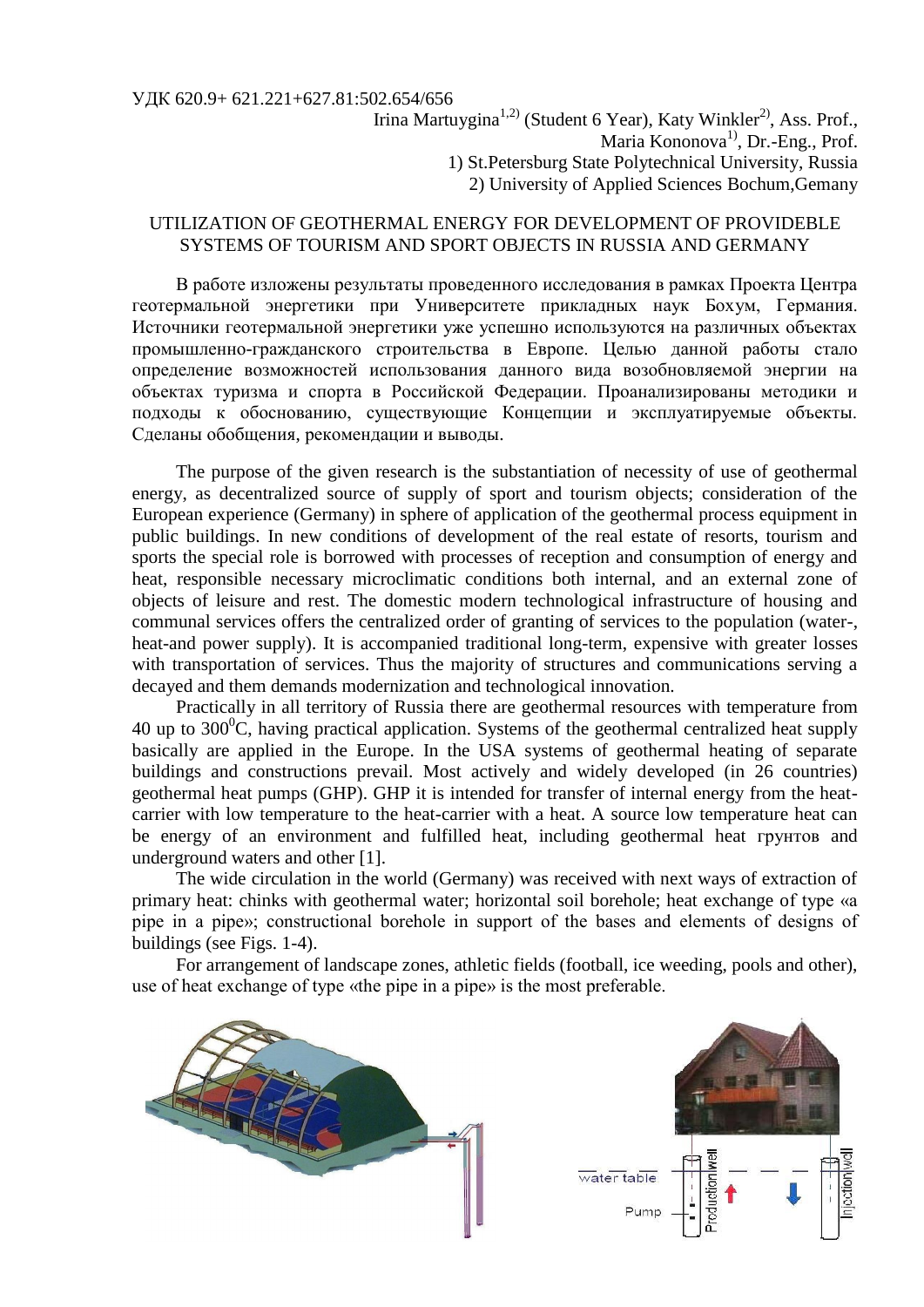УДК 620.9+ 621.221+627.81:502.654/656

Irina Martuygina[1,2] (Student 6 Year), Katy Winkler[2], Ass. Prof.,
Maria Kononova[1], Dr.-Eng., Prof.
1) St.Petersburg State Polytechnical University, Russia
2) University of Applied Sciences Bochum,Gemany

## UTILIZATION OF GEOTHERMAL ENERGY FOR DEVELOPMENT OF PROVIDEBLE SYSTEMS OF TOURISM AND SPORT OBJECTS IN RUSSIA AND GERMANY

В работе изложены результаты проведенного исследования в рамках Проекта Центра геотермальной энергетики при Университете прикладных наук Бохум, Германия. Источники геотермальной энергетики уже успешно используются на различных объектах промышленно-гражданского строительства в Европе. Целью данной работы стало определение возможностей использования данного вида возобновляемой энергии на объектах туризма и спорта в Российской Федерации. Проанализированы методики и подходы к обоснованию, существующие Концепции и эксплуатируемые объекты. Сделаны обобщения, рекомендации и выводы.

The purpose of the given research is the substantiation of necessity of use of geothermal energy, as decentralized source of supply of sport and tourism objects; consideration of the European experience (Germany) in sphere of application of the geothermal process equipment in public buildings. In new conditions of development of the real estate of resorts, tourism and sports the special role is borrowed with processes of reception and consumption of energy and heat, responsible necessary microclimatic conditions both internal, and an external zone of objects of leisure and rest. The domestic modern technological infrastructure of housing and communal services offers the centralized order of granting of services to the population (water-, heat-and power supply). It is accompanied traditional long-term, expensive with greater losses with transportation of services. Thus the majority of structures and communications serving a decayed and them demands modernization and technological innovation.

Practically in all territory of Russia there are geothermal resources with temperature from 40 up to 300$^0$C, having practical application. Systems of the geothermal centralized heat supply basically are applied in the Europe. In the USA systems of geothermal heating of separate buildings and constructions prevail. Most actively and widely developed (in 26 countries) geothermal heat pumps (GHP). GHP it is intended for transfer of internal energy from the heat-carrier with low temperature to the heat-carrier with a heat. A source low temperature heat can be energy of an environment and fulfilled heat, including geothermal heat грунтов and underground waters and other [1].

The wide circulation in the world (Germany) was received with next ways of extraction of primary heat: chinks with geothermal water; horizontal soil borehole; heat exchange of type «a pipe in a pipe»; constructional borehole in support of the bases and elements of designs of buildings (see Figs. 1-4).

For arrangement of landscape zones, athletic fields (football, ice weeding, pools and other), use of heat exchange of type «the pipe in a pipe» is the most preferable.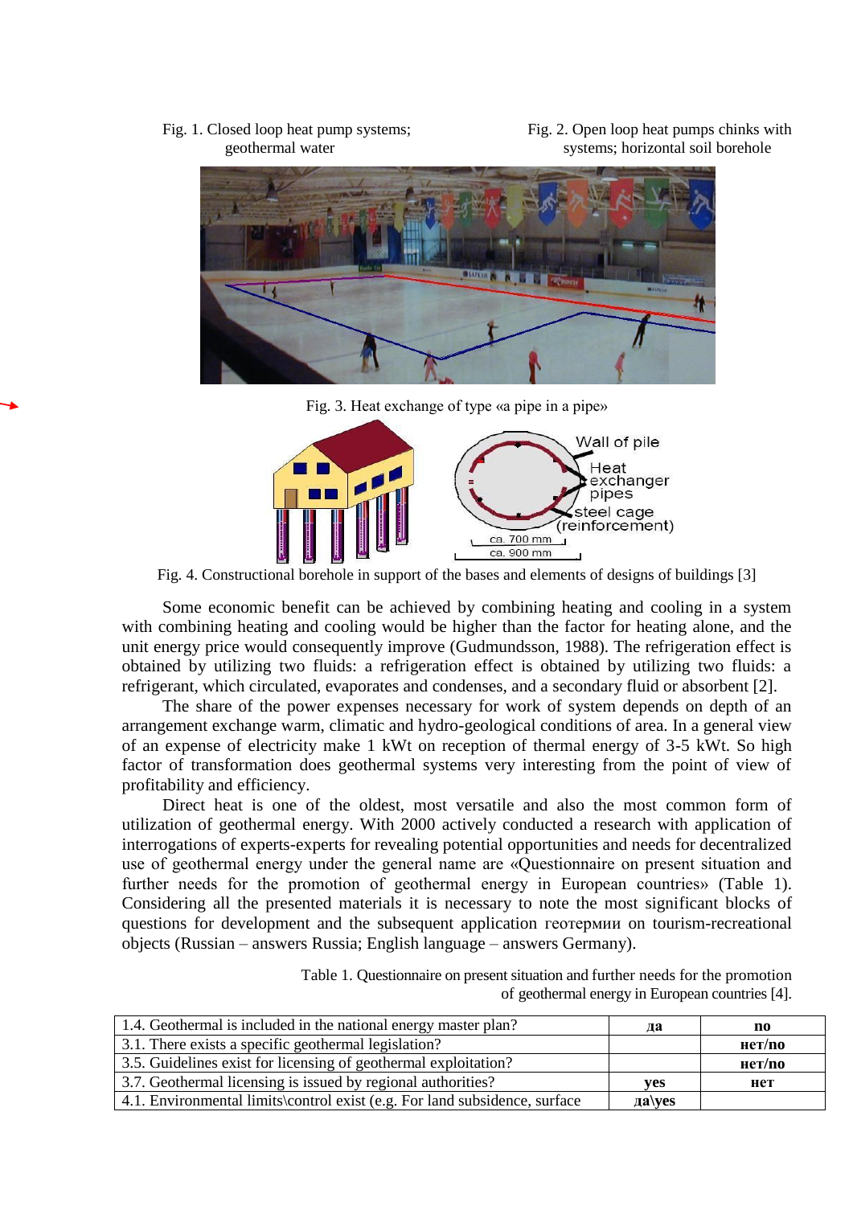Fig. 1. Closed loop heat pump systems; geothermal water

Fig. 2. Open loop heat pumps chinks with systems; horizontal soil borehole

Fig. 3. Heat exchange of type «a pipe in a pipe»

Fig. 4. Constructional borehole in support of the bases and elements of designs of buildings [3]

Some economic benefit can be achieved by combining heating and cooling in a system with combining heating and cooling would be higher than the factor for heating alone, and the unit energy price would consequently improve (Gudmundsson, 1988). The refrigeration effect is obtained by utilizing two fluids: a refrigeration effect is obtained by utilizing two fluids: a refrigerant, which circulated, evaporates and condenses, and a secondary fluid or absorbent [2].

The share of the power expenses necessary for work of system depends on depth of an arrangement exchange warm, climatic and hydro-geological conditions of area. In a general view of an expense of electricity make 1 kWt on reception of thermal energy of 3-5 kWt. So high factor of transformation does geothermal systems very interesting from the point of view of profitability and efficiency.

Direct heat is one of the oldest, most versatile and also the most common form of utilization of geothermal energy. With 2000 actively conducted a research with application of interrogations of experts-experts for revealing potential opportunities and needs for decentralized use of geothermal energy under the general name are «Questionnaire on present situation and further needs for the promotion of geothermal energy in European countries» (Table 1). Considering all the presented materials it is necessary to note the most significant blocks of questions for development and the subsequent application геотермии on tourism-recreational objects (Russian – answers Russia; English language – answers Germany).

Table 1. Questionnaire on present situation and further needs for the promotion of geothermal energy in European countries [4].

| | | |
|---|---|---|
| 1.4. Geothermal is included in the national energy master plan? | **да** | **no** |
| 3.1. There exists a specific geothermal legislation? | | **нет/no** |
| 3.5. Guidelines exist for licensing of geothermal exploitation? | | **нет/no** |
| 3.7. Geothermal licensing is issued by regional authorities? | **yes** | **нет** |
| 4.1. Environmental limits\control exist (e.g. For land subsidence, surface | **да\yes** | |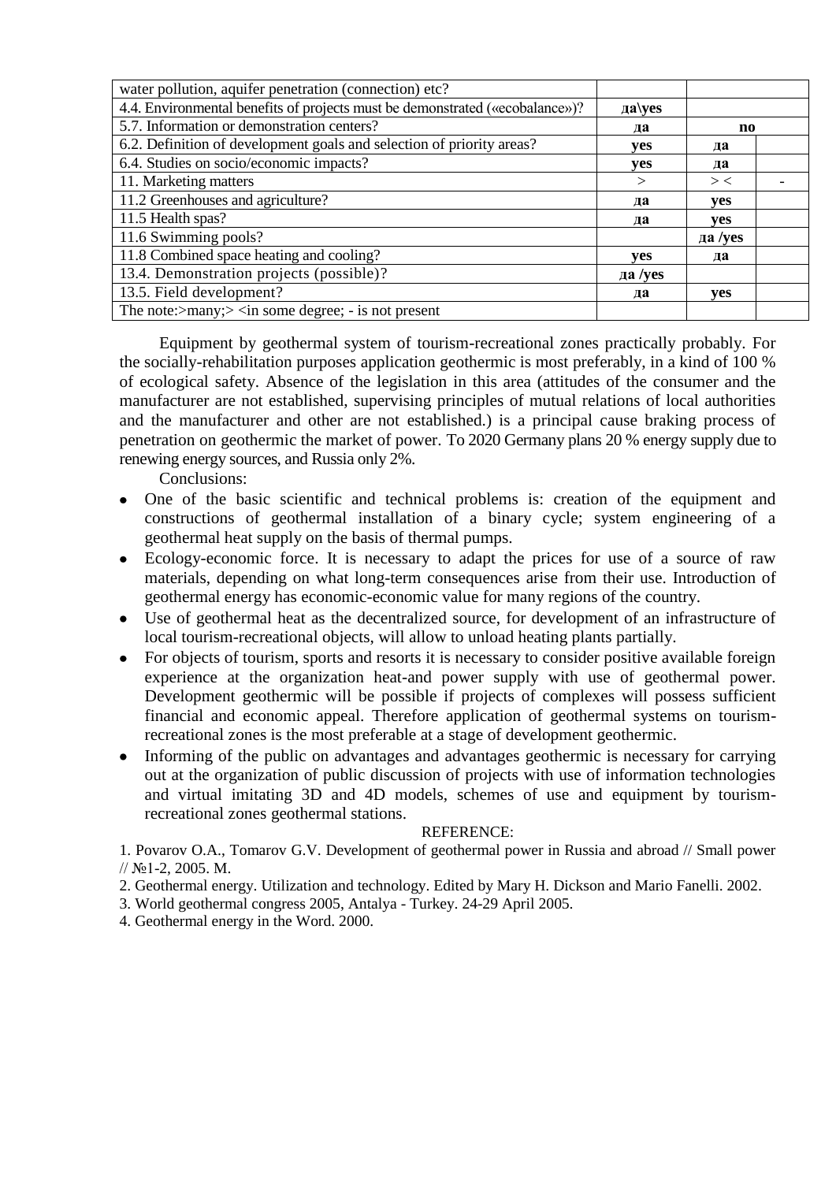| | | | |
|---|---|---|---|
| water pollution, aquifer penetration (connection) etc? | | | |
| 4.4. Environmental benefits of projects must be demonstrated («ecobalance»)? | **да\yes** | | |
| 5.7. Information or demonstration centers? | **да** | **no** | |
| 6.2. Definition of development goals and selection of priority areas? | **yes** | **да** | |
| 6.4. Studies on socio/economic impacts? | **yes** | **да** | |
| 11. Marketing matters | > | > < | - |
| 11.2 Greenhouses and agriculture? | **да** | **yes** | |
| 11.5 Health spas? | **да** | **yes** | |
| 11.6 Swimming pools? | | **да /yes** | |
| 11.8 Combined space heating and cooling? | **yes** | **да** | |
| 13.4. Demonstration projects (possible)? | **да /yes** | | |
| 13.5. Field development? | **да** | **yes** | |
| The note:>many;> <in some degree; - is not present | | | |

Equipment by geothermal system of tourism-recreational zones practically probably. For the socially-rehabilitation purposes application geothermic is most preferably, in a kind of 100 % of ecological safety. Absence of the legislation in this area (attitudes of the consumer and the manufacturer are not established, supervising principles of mutual relations of local authorities and the manufacturer and other are not established.) is a principal cause braking process of penetration on geothermic the market of power. To 2020 Germany plans 20 % energy supply due to renewing energy sources, and Russia only 2%.

Conclusions:

- One of the basic scientific and technical problems is: creation of the equipment and constructions of geothermal installation of a binary cycle; system engineering of a geothermal heat supply on the basis of thermal pumps.
- Ecology-economic force. It is necessary to adapt the prices for use of a source of raw materials, depending on what long-term consequences arise from their use. Introduction of geothermal energy has economic-economic value for many regions of the country.
- Use of geothermal heat as the decentralized source, for development of an infrastructure of local tourism-recreational objects, will allow to unload heating plants partially.
- For objects of tourism, sports and resorts it is necessary to consider positive available foreign experience at the organization heat-and power supply with use of geothermal power. Development geothermic will be possible if projects of complexes will possess sufficient financial and economic appeal. Therefore application of geothermal systems on tourism-recreational zones is the most preferable at a stage of development geothermic.
- Informing of the public on advantages and advantages geothermic is necessary for carrying out at the organization of public discussion of projects with use of information technologies and virtual imitating 3D and 4D models, schemes of use and equipment by tourism-recreational zones geothermal stations.

REFERENCE:

1. Povarov O.A., Tomarov G.V. Development of geothermal power in Russia and abroad // Small power // №1-2, 2005. M.
2. Geothermal energy. Utilization and technology. Edited by Mary H. Dickson and Mario Fanelli. 2002.
3. World geothermal congress 2005, Antalya - Turkey. 24-29 April 2005.
4. Geothermal energy in the Word. 2000.